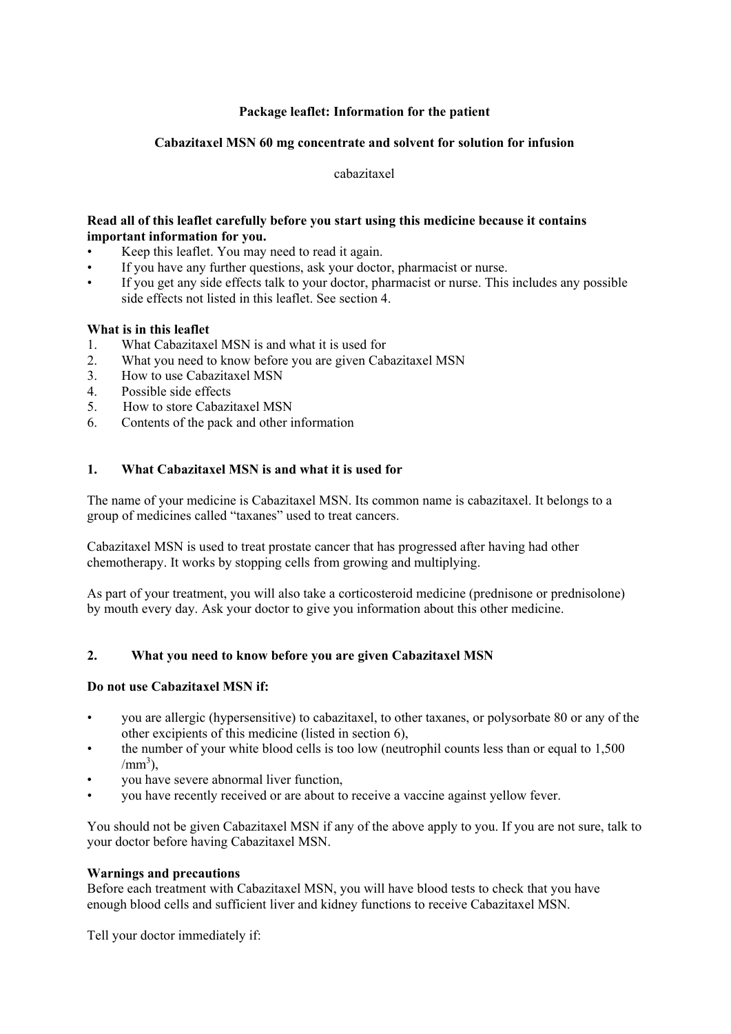**Package leaflet: Information for the patient**

**Cabazitaxel MSN 60 mg concentrate and solvent for solution for infusion**

cabazitaxel

**Read all of this leaflet carefully before you start using this medicine because it contains important information for you.**

- Keep this leaflet. You may need to read it again.
- If you have any further questions, ask your doctor, pharmacist or nurse.
- If you get any side effects talk to your doctor, pharmacist or nurse. This includes any possible side effects not listed in this leaflet. See section 4.

**What is in this leaflet**

1. What Cabazitaxel MSN is and what it is used for
2. What you need to know before you are given Cabazitaxel MSN
3. How to use Cabazitaxel MSN
4. Possible side effects
5. How to store Cabazitaxel MSN
6. Contents of the pack and other information

## 1. What Cabazitaxel MSN is and what it is used for

The name of your medicine is Cabazitaxel MSN. Its common name is cabazitaxel. It belongs to a group of medicines called "taxanes" used to treat cancers.

Cabazitaxel MSN is used to treat prostate cancer that has progressed after having had other chemotherapy. It works by stopping cells from growing and multiplying.

As part of your treatment, you will also take a corticosteroid medicine (prednisone or prednisolone) by mouth every day. Ask your doctor to give you information about this other medicine.

## 2. What you need to know before you are given Cabazitaxel MSN

**Do not use Cabazitaxel MSN if:**

- you are allergic (hypersensitive) to cabazitaxel, to other taxanes, or polysorbate 80 or any of the other excipients of this medicine (listed in section 6),
- the number of your white blood cells is too low (neutrophil counts less than or equal to 1,500 $/mm^3$),
- you have severe abnormal liver function,
- you have recently received or are about to receive a vaccine against yellow fever.

You should not be given Cabazitaxel MSN if any of the above apply to you. If you are not sure, talk to your doctor before having Cabazitaxel MSN.

**Warnings and precautions**

Before each treatment with Cabazitaxel MSN, you will have blood tests to check that you have enough blood cells and sufficient liver and kidney functions to receive Cabazitaxel MSN.

Tell your doctor immediately if: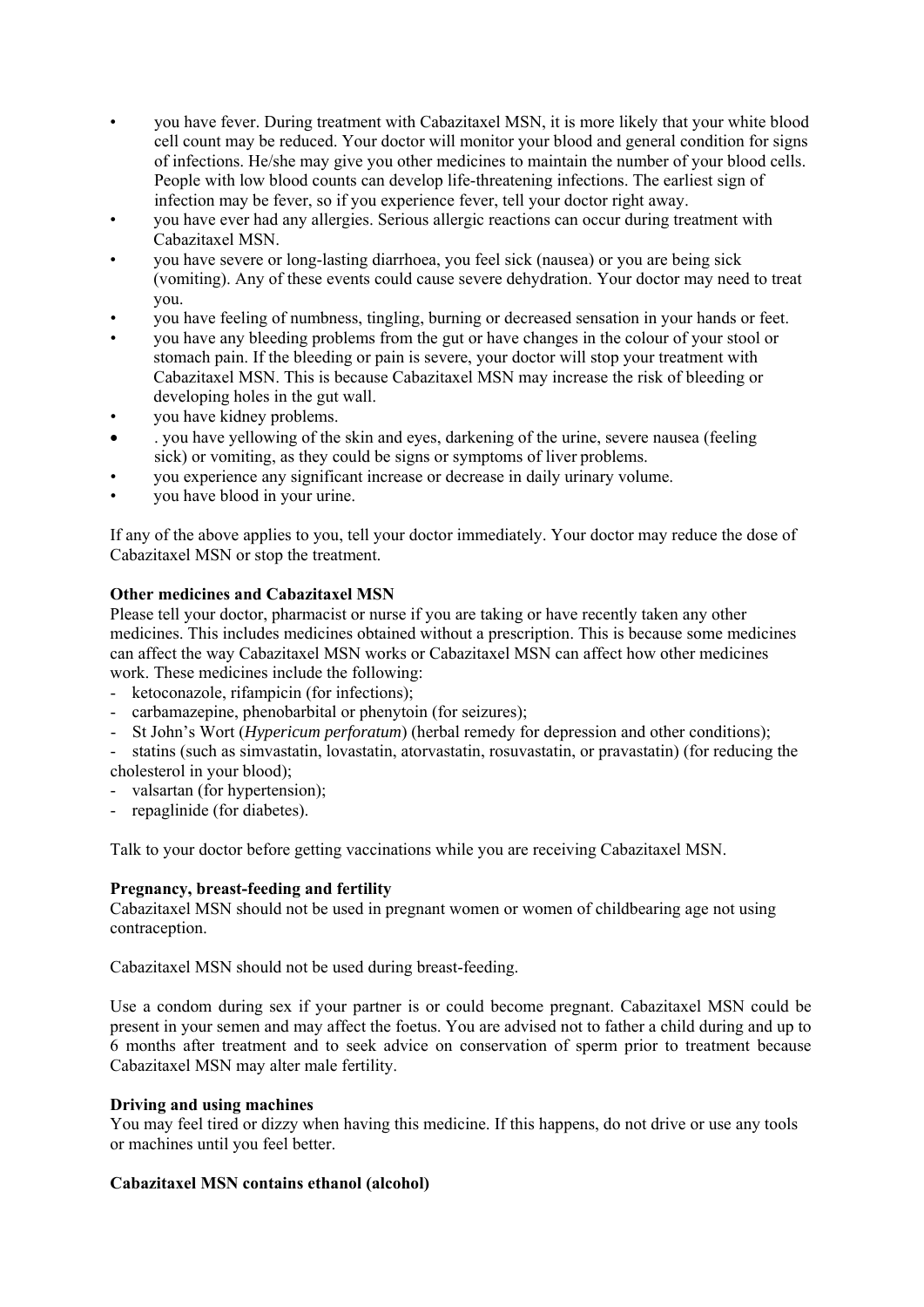- you have fever. During treatment with Cabazitaxel MSN, it is more likely that your white blood cell count may be reduced. Your doctor will monitor your blood and general condition for signs of infections. He/she may give you other medicines to maintain the number of your blood cells. People with low blood counts can develop life-threatening infections. The earliest sign of infection may be fever, so if you experience fever, tell your doctor right away.
- you have ever had any allergies. Serious allergic reactions can occur during treatment with Cabazitaxel MSN.
- you have severe or long-lasting diarrhoea, you feel sick (nausea) or you are being sick (vomiting). Any of these events could cause severe dehydration. Your doctor may need to treat you.
- you have feeling of numbness, tingling, burning or decreased sensation in your hands or feet.
- you have any bleeding problems from the gut or have changes in the colour of your stool or stomach pain. If the bleeding or pain is severe, your doctor will stop your treatment with Cabazitaxel MSN. This is because Cabazitaxel MSN may increase the risk of bleeding or developing holes in the gut wall.
- you have kidney problems.
- . you have yellowing of the skin and eyes, darkening of the urine, severe nausea (feeling sick) or vomiting, as they could be signs or symptoms of liver problems.
- you experience any significant increase or decrease in daily urinary volume.
- you have blood in your urine.

If any of the above applies to you, tell your doctor immediately. Your doctor may reduce the dose of Cabazitaxel MSN or stop the treatment.

**Other medicines and Cabazitaxel MSN**

Please tell your doctor, pharmacist or nurse if you are taking or have recently taken any other medicines. This includes medicines obtained without a prescription. This is because some medicines can affect the way Cabazitaxel MSN works or Cabazitaxel MSN can affect how other medicines work. These medicines include the following:

- ketoconazole, rifampicin (for infections);
- carbamazepine, phenobarbital or phenytoin (for seizures);
- St John's Wort (*Hypericum perforatum*) (herbal remedy for depression and other conditions);
- statins (such as simvastatin, lovastatin, atorvastatin, rosuvastatin, or pravastatin) (for reducing the cholesterol in your blood);
- valsartan (for hypertension);
- repaglinide (for diabetes).

Talk to your doctor before getting vaccinations while you are receiving Cabazitaxel MSN.

**Pregnancy, breast-feeding and fertility**

Cabazitaxel MSN should not be used in pregnant women or women of childbearing age not using contraception.

Cabazitaxel MSN should not be used during breast-feeding.

Use a condom during sex if your partner is or could become pregnant. Cabazitaxel MSN could be present in your semen and may affect the foetus. You are advised not to father a child during and up to 6 months after treatment and to seek advice on conservation of sperm prior to treatment because Cabazitaxel MSN may alter male fertility.

**Driving and using machines**

You may feel tired or dizzy when having this medicine. If this happens, do not drive or use any tools or machines until you feel better.

**Cabazitaxel MSN contains ethanol (alcohol)**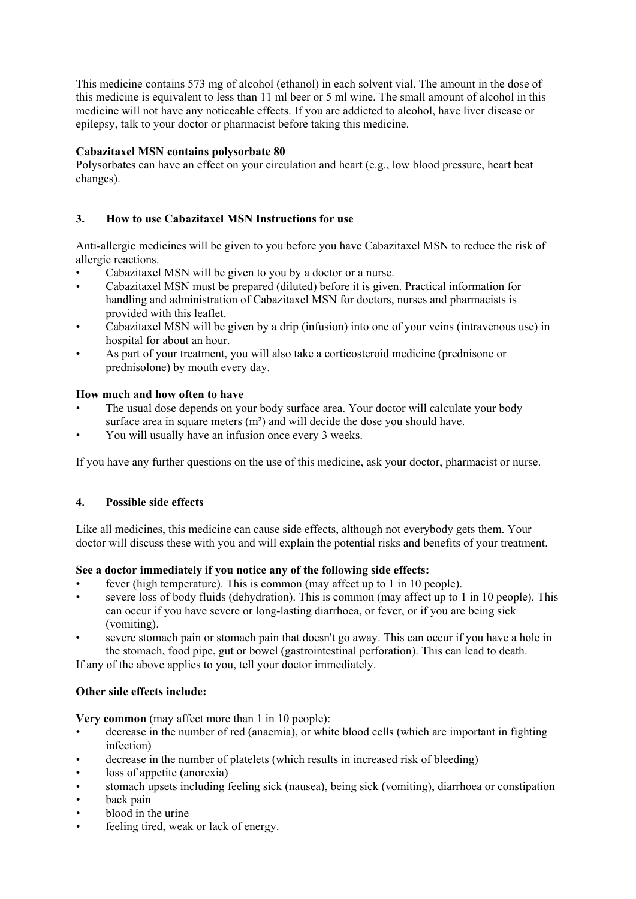This medicine contains 573 mg of alcohol (ethanol) in each solvent vial. The amount in the dose of this medicine is equivalent to less than 11 ml beer or 5 ml wine. The small amount of alcohol in this medicine will not have any noticeable effects. If you are addicted to alcohol, have liver disease or epilepsy, talk to your doctor or pharmacist before taking this medicine.

**Cabazitaxel MSN contains polysorbate 80**

Polysorbates can have an effect on your circulation and heart (e.g., low blood pressure, heart beat changes).

## 3. How to use Cabazitaxel MSN Instructions for use

Anti-allergic medicines will be given to you before you have Cabazitaxel MSN to reduce the risk of allergic reactions.

- Cabazitaxel MSN will be given to you by a doctor or a nurse.
- Cabazitaxel MSN must be prepared (diluted) before it is given. Practical information for handling and administration of Cabazitaxel MSN for doctors, nurses and pharmacists is provided with this leaflet.
- Cabazitaxel MSN will be given by a drip (infusion) into one of your veins (intravenous use) in hospital for about an hour.
- As part of your treatment, you will also take a corticosteroid medicine (prednisone or prednisolone) by mouth every day.

**How much and how often to have**

- The usual dose depends on your body surface area. Your doctor will calculate your body surface area in square meters ($m^2$) and will decide the dose you should have.
- You will usually have an infusion once every 3 weeks.

If you have any further questions on the use of this medicine, ask your doctor, pharmacist or nurse.

## 4. Possible side effects

Like all medicines, this medicine can cause side effects, although not everybody gets them. Your doctor will discuss these with you and will explain the potential risks and benefits of your treatment.

**See a doctor immediately if you notice any of the following side effects:**

- fever (high temperature). This is common (may affect up to 1 in 10 people).
- severe loss of body fluids (dehydration). This is common (may affect up to 1 in 10 people). This can occur if you have severe or long-lasting diarrhoea, or fever, or if you are being sick (vomiting).
- severe stomach pain or stomach pain that doesn't go away. This can occur if you have a hole in the stomach, food pipe, gut or bowel (gastrointestinal perforation). This can lead to death.

If any of the above applies to you, tell your doctor immediately.

**Other side effects include:**

**Very common** (may affect more than 1 in 10 people):

- decrease in the number of red (anaemia), or white blood cells (which are important in fighting infection)
- decrease in the number of platelets (which results in increased risk of bleeding)
- loss of appetite (anorexia)
- stomach upsets including feeling sick (nausea), being sick (vomiting), diarrhoea or constipation
- back pain
- blood in the urine
- feeling tired, weak or lack of energy.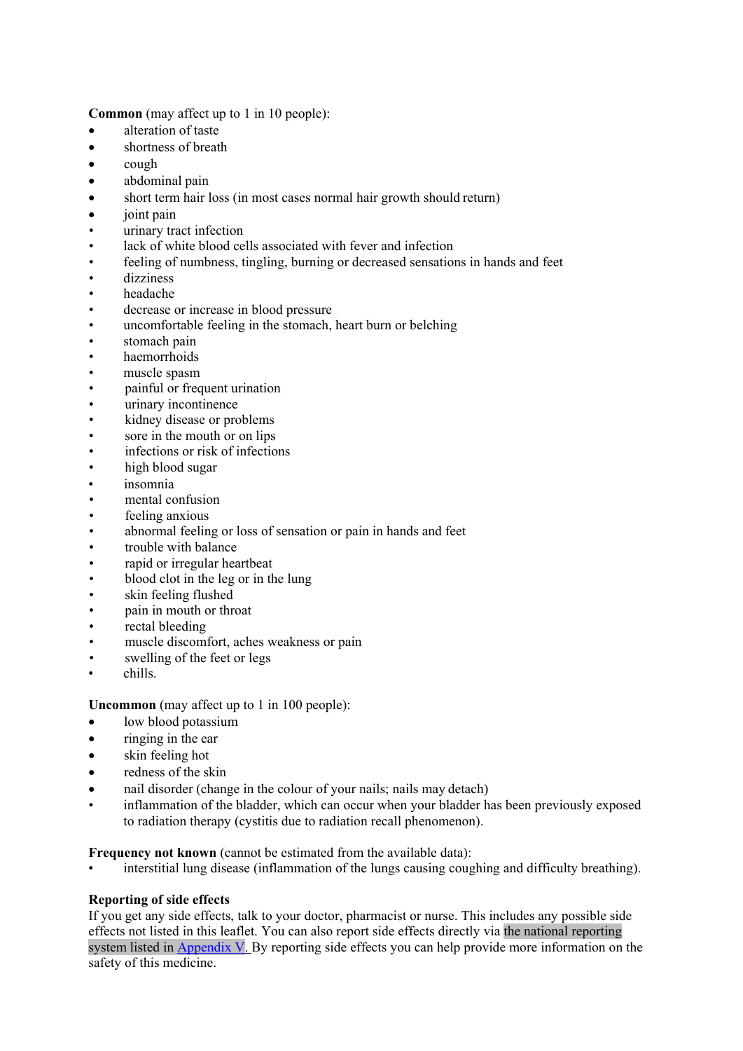**Common** (may affect up to 1 in 10 people):

- alteration of taste
- shortness of breath
- cough
- abdominal pain
- short term hair loss (in most cases normal hair growth should return)
- joint pain
- urinary tract infection
- lack of white blood cells associated with fever and infection
- feeling of numbness, tingling, burning or decreased sensations in hands and feet
- dizziness
- headache
- decrease or increase in blood pressure
- uncomfortable feeling in the stomach, heart burn or belching
- stomach pain
- haemorrhoids
- muscle spasm
- painful or frequent urination
- urinary incontinence
- kidney disease or problems
- sore in the mouth or on lips
- infections or risk of infections
- high blood sugar
- insomnia
- mental confusion
- feeling anxious
- abnormal feeling or loss of sensation or pain in hands and feet
- trouble with balance
- rapid or irregular heartbeat
- blood clot in the leg or in the lung
- skin feeling flushed
- pain in mouth or throat
- rectal bleeding
- muscle discomfort, aches weakness or pain
- swelling of the feet or legs
- chills.

**Uncommon** (may affect up to 1 in 100 people):

- low blood potassium
- ringing in the ear
- skin feeling hot
- redness of the skin
- nail disorder (change in the colour of your nails; nails may detach)
- inflammation of the bladder, which can occur when your bladder has been previously exposed to radiation therapy (cystitis due to radiation recall phenomenon).

**Frequency not known** (cannot be estimated from the available data):

- interstitial lung disease (inflammation of the lungs causing coughing and difficulty breathing).

**Reporting of side effects**

If you get any side effects, talk to your doctor, pharmacist or nurse. This includes any possible side effects not listed in this leaflet. You can also report side effects directly via the national reporting system listed in Appendix V. By reporting side effects you can help provide more information on the safety of this medicine.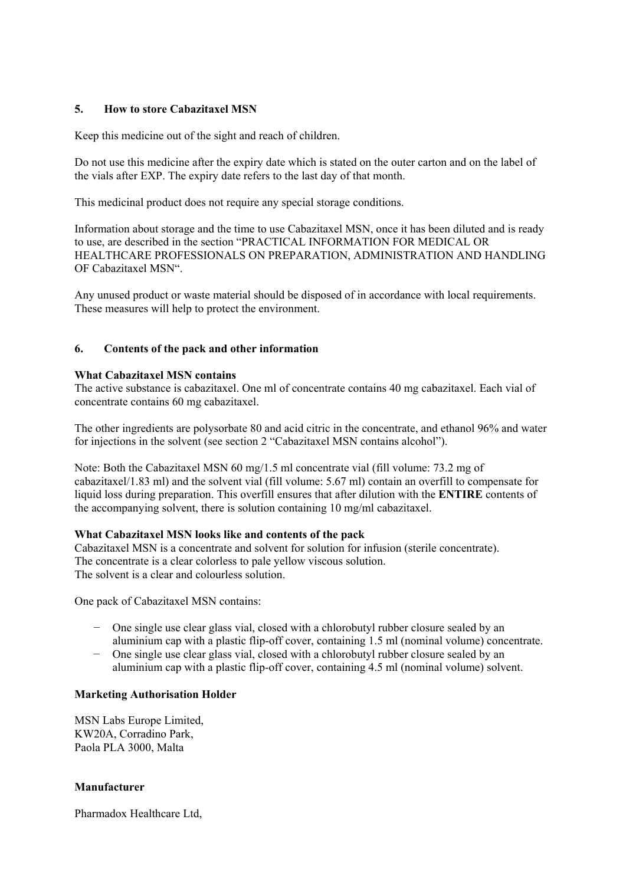## 5. How to store Cabazitaxel MSN

Keep this medicine out of the sight and reach of children.

Do not use this medicine after the expiry date which is stated on the outer carton and on the label of the vials after EXP. The expiry date refers to the last day of that month.

This medicinal product does not require any special storage conditions.

Information about storage and the time to use Cabazitaxel MSN, once it has been diluted and is ready to use, are described in the section "PRACTICAL INFORMATION FOR MEDICAL OR HEALTHCARE PROFESSIONALS ON PREPARATION, ADMINISTRATION AND HANDLING OF Cabazitaxel MSN".

Any unused product or waste material should be disposed of in accordance with local requirements. These measures will help to protect the environment.

## 6. Contents of the pack and other information

**What Cabazitaxel MSN contains**

The active substance is cabazitaxel. One ml of concentrate contains 40 mg cabazitaxel. Each vial of concentrate contains 60 mg cabazitaxel.

The other ingredients are polysorbate 80 and acid citric in the concentrate, and ethanol 96% and water for injections in the solvent (see section 2 "Cabazitaxel MSN contains alcohol").

Note: Both the Cabazitaxel MSN 60 mg/1.5 ml concentrate vial (fill volume: 73.2 mg of cabazitaxel/1.83 ml) and the solvent vial (fill volume: 5.67 ml) contain an overfill to compensate for liquid loss during preparation. This overfill ensures that after dilution with the **ENTIRE** contents of the accompanying solvent, there is solution containing 10 mg/ml cabazitaxel.

**What Cabazitaxel MSN looks like and contents of the pack**

Cabazitaxel MSN is a concentrate and solvent for solution for infusion (sterile concentrate).
The concentrate is a clear colorless to pale yellow viscous solution.
The solvent is a clear and colourless solution.

One pack of Cabazitaxel MSN contains:

- One single use clear glass vial, closed with a chlorobutyl rubber closure sealed by an aluminium cap with a plastic flip-off cover, containing 1.5 ml (nominal volume) concentrate.
- One single use clear glass vial, closed with a chlorobutyl rubber closure sealed by an aluminium cap with a plastic flip-off cover, containing 4.5 ml (nominal volume) solvent.

**Marketing Authorisation Holder**

MSN Labs Europe Limited,
KW20A, Corradino Park,
Paola PLA 3000, Malta

**Manufacturer**

Pharmadox Healthcare Ltd,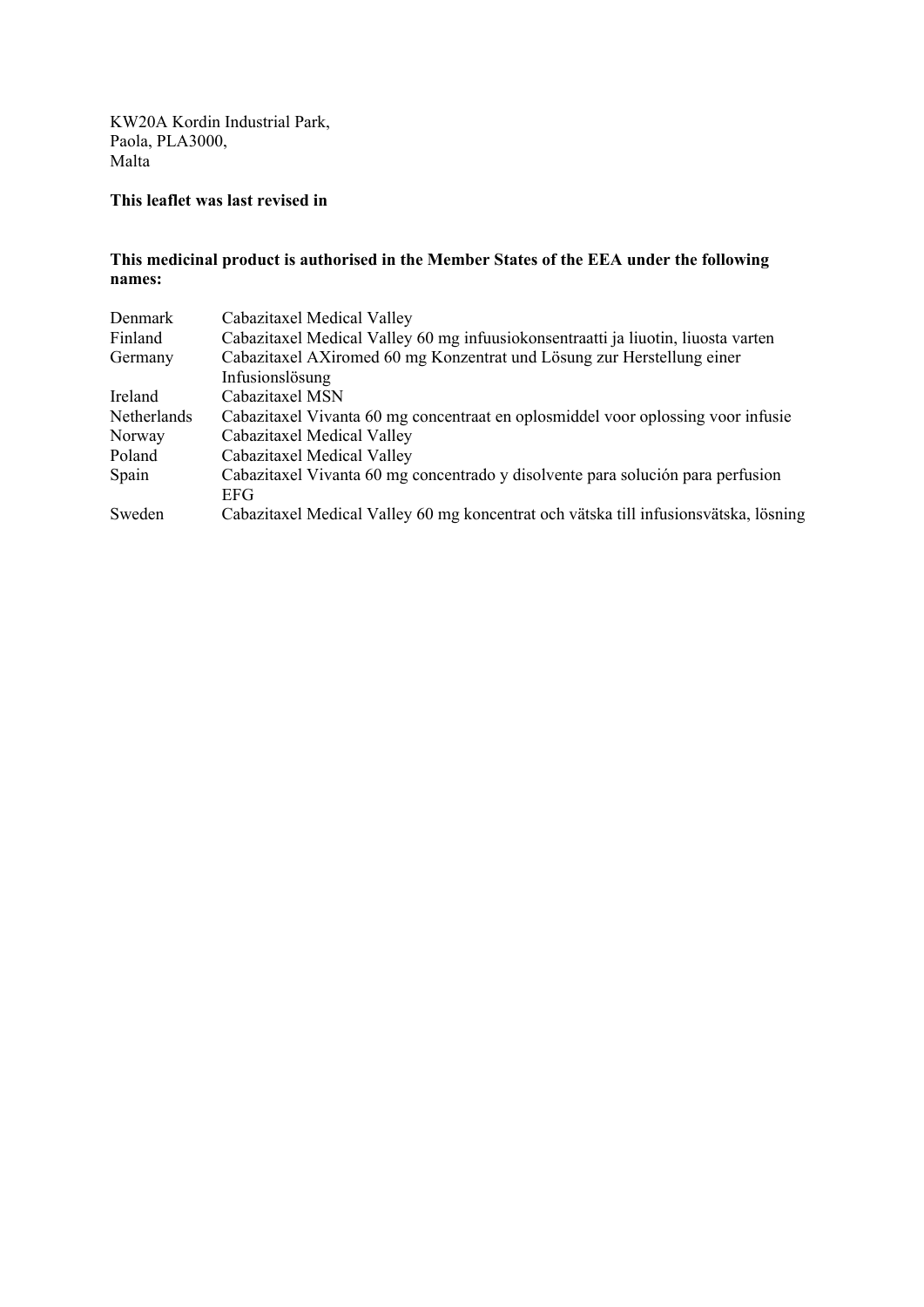KW20A Kordin Industrial Park,
Paola, PLA3000,
Malta

**This leaflet was last revised in**

**This medicinal product is authorised in the Member States of the EEA under the following names:**

| | |
|---|---|
| Denmark | Cabazitaxel Medical Valley |
| Finland | Cabazitaxel Medical Valley 60 mg infuusiokonsentraatti ja liuotin, liuosta varten |
| Germany | Cabazitaxel AXiromed 60 mg Konzentrat und Lösung zur Herstellung einer Infusionslösung |
| Ireland | Cabazitaxel MSN |
| Netherlands | Cabazitaxel Vivanta 60 mg concentraat en oplosmiddel voor oplossing voor infusie |
| Norway | Cabazitaxel Medical Valley |
| Poland | Cabazitaxel Medical Valley |
| Spain | Cabazitaxel Vivanta 60 mg concentrado y disolvente para solución para perfusion EFG |
| Sweden | Cabazitaxel Medical Valley 60 mg koncentrat och vätska till infusionsvätska, lösning |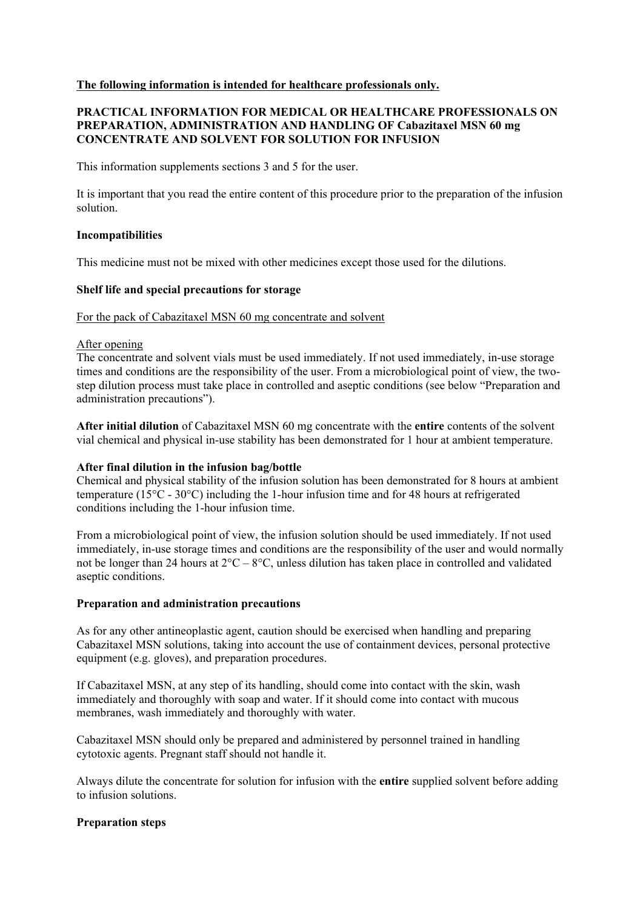<u>**The following information is intended for healthcare professionals only.**</u>

**PRACTICAL INFORMATION FOR MEDICAL OR HEALTHCARE PROFESSIONALS ON PREPARATION, ADMINISTRATION AND HANDLING OF Cabazitaxel MSN 60 mg CONCENTRATE AND SOLVENT FOR SOLUTION FOR INFUSION**

This information supplements sections 3 and 5 for the user.

It is important that you read the entire content of this procedure prior to the preparation of the infusion solution.

**Incompatibilities**

This medicine must not be mixed with other medicines except those used for the dilutions.

**Shelf life and special precautions for storage**

<u>For the pack of Cabazitaxel MSN 60 mg concentrate and solvent</u>

<u>After opening</u>
The concentrate and solvent vials must be used immediately. If not used immediately, in-use storage times and conditions are the responsibility of the user. From a microbiological point of view, the two-step dilution process must take place in controlled and aseptic conditions (see below "Preparation and administration precautions").

**After initial dilution** of Cabazitaxel MSN 60 mg concentrate with the **entire** contents of the solvent vial chemical and physical in-use stability has been demonstrated for 1 hour at ambient temperature.

**After final dilution in the infusion bag/bottle**
Chemical and physical stability of the infusion solution has been demonstrated for 8 hours at ambient temperature (15°C - 30°C) including the 1-hour infusion time and for 48 hours at refrigerated conditions including the 1-hour infusion time.

From a microbiological point of view, the infusion solution should be used immediately. If not used immediately, in-use storage times and conditions are the responsibility of the user and would normally not be longer than 24 hours at 2°C – 8°C, unless dilution has taken place in controlled and validated aseptic conditions.

**Preparation and administration precautions**

As for any other antineoplastic agent, caution should be exercised when handling and preparing Cabazitaxel MSN solutions, taking into account the use of containment devices, personal protective equipment (e.g. gloves), and preparation procedures.

If Cabazitaxel MSN, at any step of its handling, should come into contact with the skin, wash immediately and thoroughly with soap and water. If it should come into contact with mucous membranes, wash immediately and thoroughly with water.

Cabazitaxel MSN should only be prepared and administered by personnel trained in handling cytotoxic agents. Pregnant staff should not handle it.

Always dilute the concentrate for solution for infusion with the **entire** supplied solvent before adding to infusion solutions.

**Preparation steps**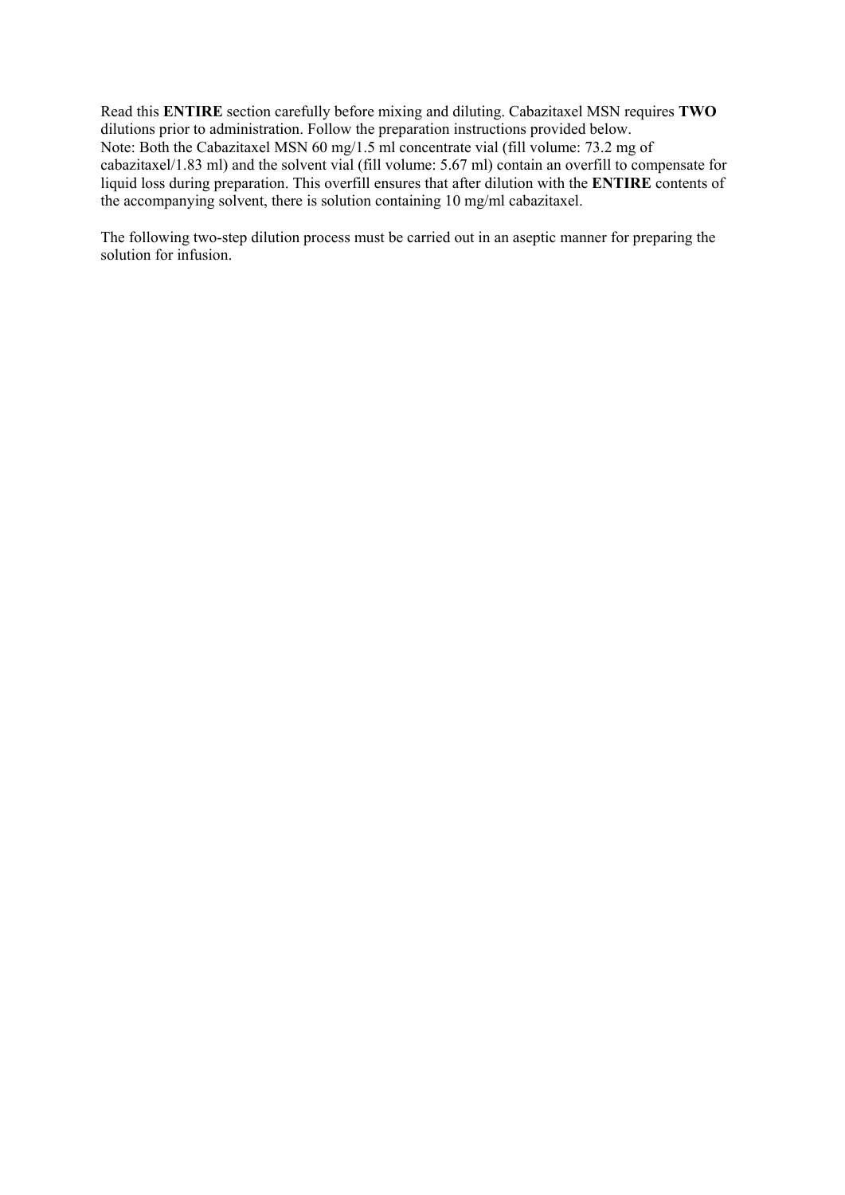Read this **ENTIRE** section carefully before mixing and diluting. Cabazitaxel MSN requires **TWO** dilutions prior to administration. Follow the preparation instructions provided below.
Note: Both the Cabazitaxel MSN 60 mg/1.5 ml concentrate vial (fill volume: 73.2 mg of cabazitaxel/1.83 ml) and the solvent vial (fill volume: 5.67 ml) contain an overfill to compensate for liquid loss during preparation. This overfill ensures that after dilution with the **ENTIRE** contents of the accompanying solvent, there is solution containing 10 mg/ml cabazitaxel.

The following two-step dilution process must be carried out in an aseptic manner for preparing the solution for infusion.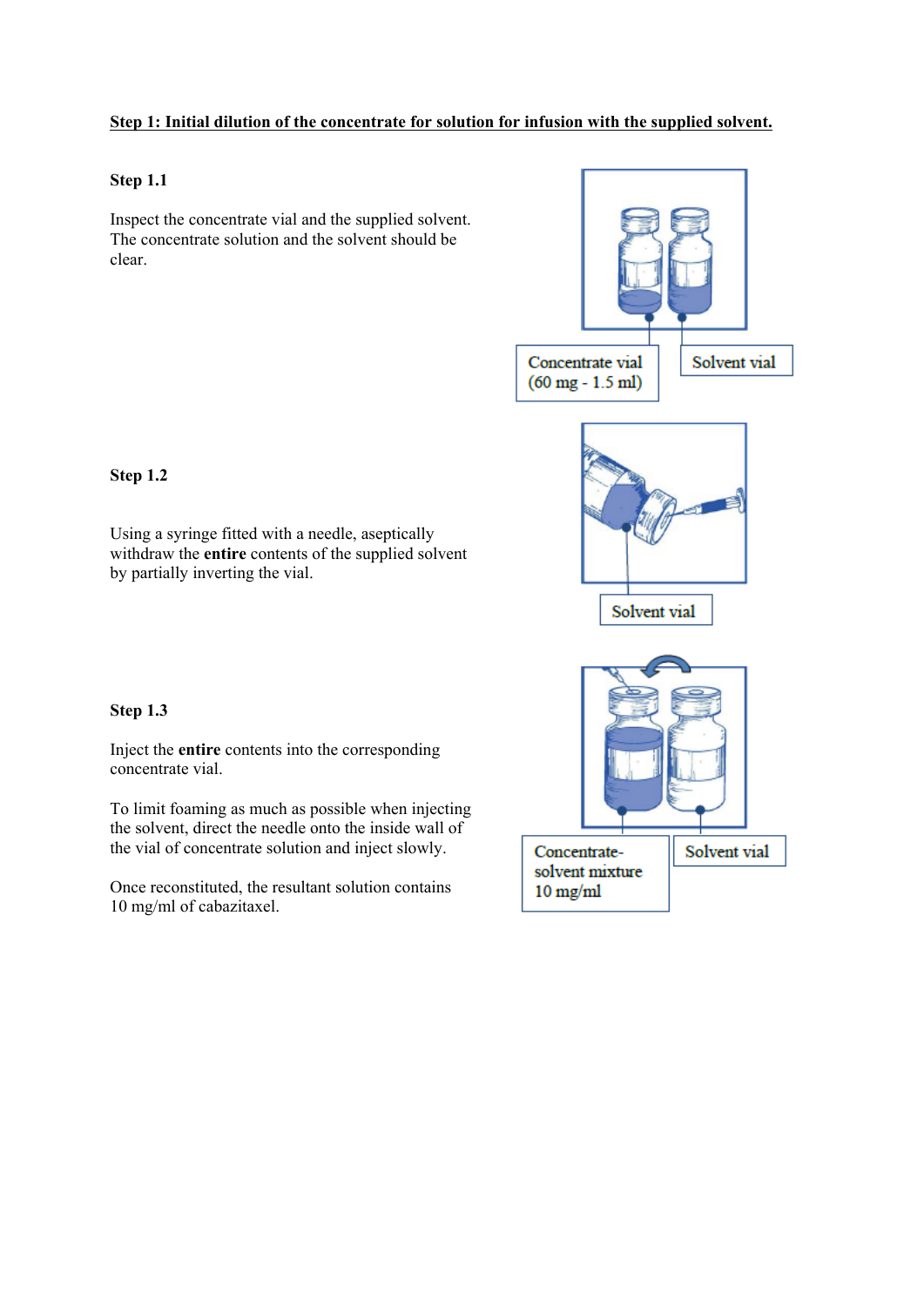**Step 1: Initial dilution of the concentrate for solution for infusion with the supplied solvent.**

**Step 1.1**

Inspect the concentrate vial and the supplied solvent. The concentrate solution and the solvent should be clear.

Concentrate vial (60 mg - 1.5 ml)

Solvent vial

**Step 1.2**

Using a syringe fitted with a needle, aseptically withdraw the **entire** contents of the supplied solvent by partially inverting the vial.

Solvent vial

**Step 1.3**

Inject the **entire** contents into the corresponding concentrate vial.

To limit foaming as much as possible when injecting the solvent, direct the needle onto the inside wall of the vial of concentrate solution and inject slowly.

Once reconstituted, the resultant solution contains 10 mg/ml of cabazitaxel.

Concentrate-solvent mixture 10 mg/ml

Solvent vial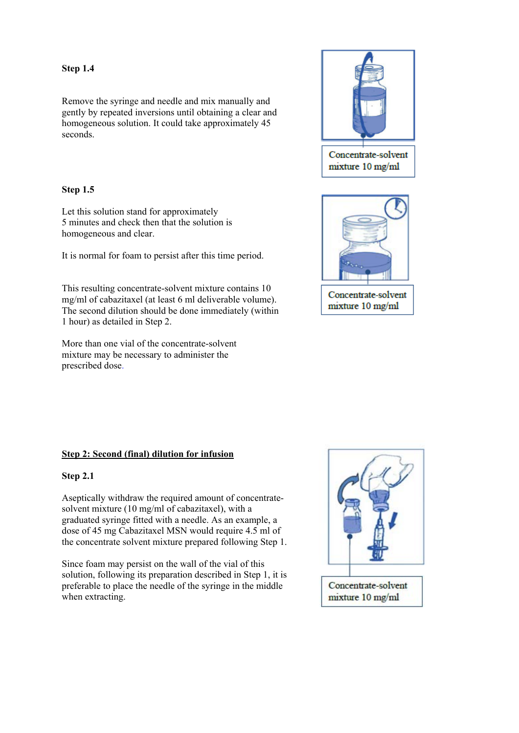**Step 1.4**

Remove the syringe and needle and mix manually and gently by repeated inversions until obtaining a clear and homogeneous solution. It could take approximately 45 seconds.

Concentrate-solvent mixture 10 mg/ml

**Step 1.5**

Let this solution stand for approximately 5 minutes and check then that the solution is homogeneous and clear.

It is normal for foam to persist after this time period.

Concentrate-solvent mixture 10 mg/ml

This resulting concentrate-solvent mixture contains 10 mg/ml of cabazitaxel (at least 6 ml deliverable volume). The second dilution should be done immediately (within 1 hour) as detailed in Step 2.

More than one vial of the concentrate-solvent mixture may be necessary to administer the prescribed dose.

**Step 2: Second (final) dilution for infusion**

**Step 2.1**

Aseptically withdraw the required amount of concentrate-solvent mixture (10 mg/ml of cabazitaxel), with a graduated syringe fitted with a needle. As an example, a dose of 45 mg Cabazitaxel MSN would require 4.5 ml of the concentrate solvent mixture prepared following Step 1.

Since foam may persist on the wall of the vial of this solution, following its preparation described in Step 1, it is preferable to place the needle of the syringe in the middle when extracting.

Concentrate-solvent mixture 10 mg/ml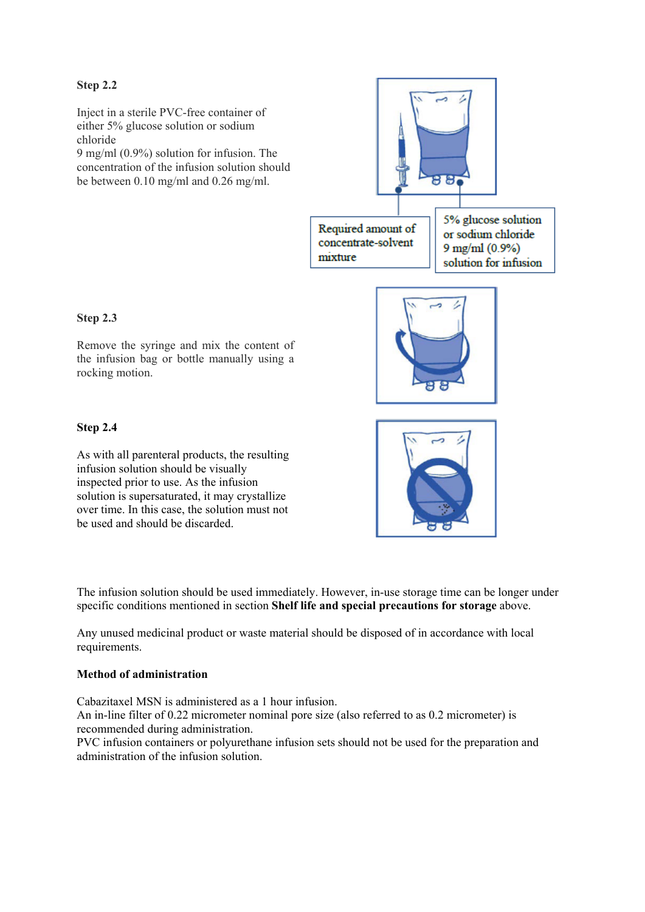**Step 2.2**

Inject in a sterile PVC-free container of either 5% glucose solution or sodium chloride
9 mg/ml (0.9%) solution for infusion. The concentration of the infusion solution should be between 0.10 mg/ml and 0.26 mg/ml.

Required amount of concentrate-solvent mixture

5% glucose solution or sodium chloride 9 mg/ml (0.9%) solution for infusion

**Step 2.3**

Remove the syringe and mix the content of the infusion bag or bottle manually using a rocking motion.

**Step 2.4**

As with all parenteral products, the resulting infusion solution should be visually inspected prior to use. As the infusion solution is supersaturated, it may crystallize over time. In this case, the solution must not be used and should be discarded.

The infusion solution should be used immediately. However, in-use storage time can be longer under specific conditions mentioned in section **Shelf life and special precautions for storage** above.

Any unused medicinal product or waste material should be disposed of in accordance with local requirements.

**Method of administration**

Cabazitaxel MSN is administered as a 1 hour infusion.
An in-line filter of 0.22 micrometer nominal pore size (also referred to as 0.2 micrometer) is recommended during administration.
PVC infusion containers or polyurethane infusion sets should not be used for the preparation and administration of the infusion solution.